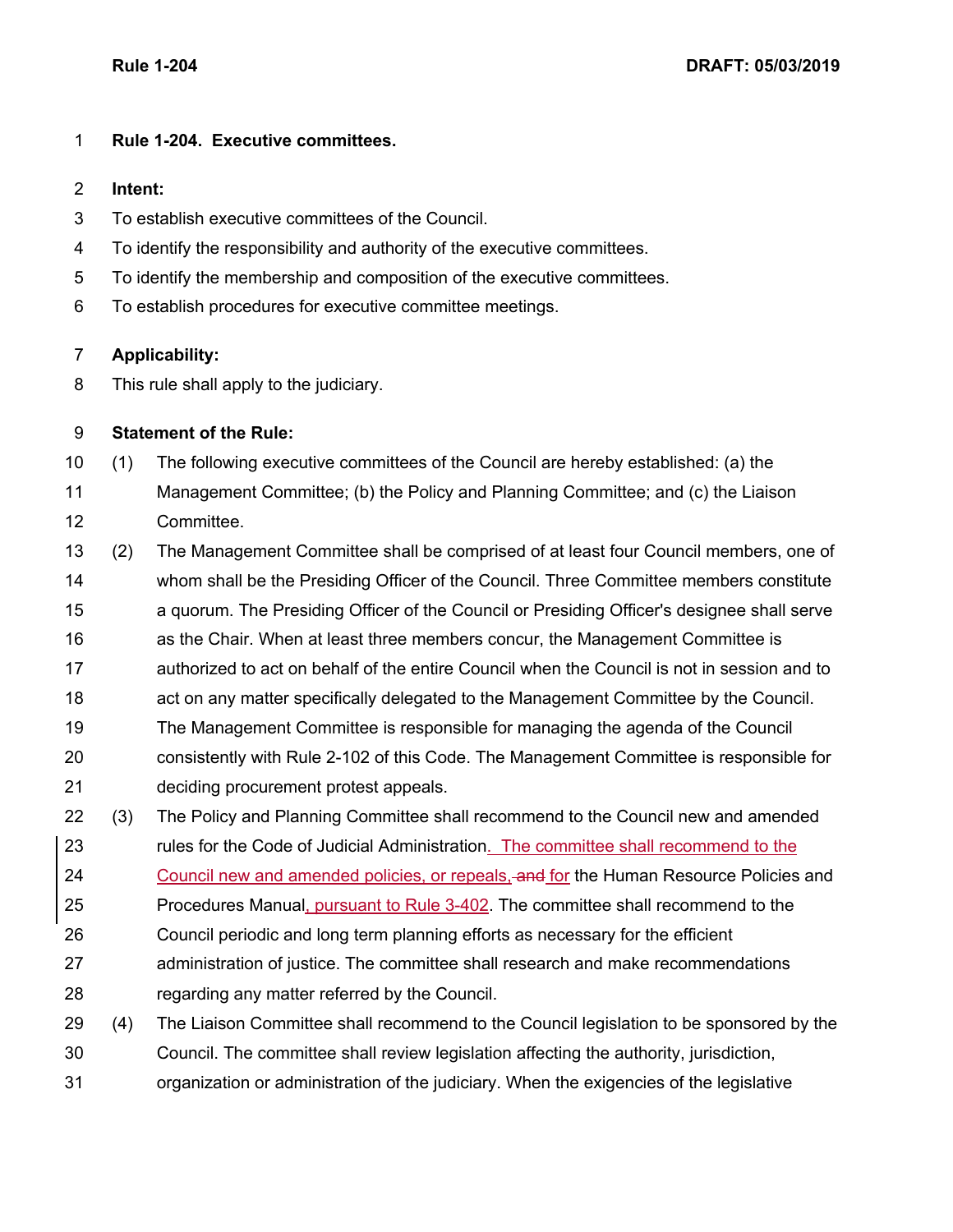# Rule 1-204. Executive committees.

**Intent:**

To establish executive committees of the Council.

To identify the responsibility and authority of the executive committees.

To identify the membership and composition of the executive committees.

To establish procedures for executive committee meetings.

**Applicability:**

This rule shall apply to the judiciary.

**Statement of the Rule:**

(1) The following executive committees of the Council are hereby established: (a) the Management Committee; (b) the Policy and Planning Committee; and (c) the Liaison Committee.

(2) The Management Committee shall be comprised of at least four Council members, one of whom shall be the Presiding Officer of the Council. Three Committee members constitute a quorum. The Presiding Officer of the Council or Presiding Officer's designee shall serve as the Chair. When at least three members concur, the Management Committee is authorized to act on behalf of the entire Council when the Council is not in session and to act on any matter specifically delegated to the Management Committee by the Council. The Management Committee is responsible for managing the agenda of the Council consistently with Rule 2-102 of this Code. The Management Committee is responsible for deciding procurement protest appeals.

(3) The Policy and Planning Committee shall recommend to the Council new and amended rules for the Code of Judicial Administration. The committee shall recommend to the Council new and amended policies, or repeals, ~~and~~ for the Human Resource Policies and Procedures Manual, pursuant to Rule 3-402. The committee shall recommend to the Council periodic and long term planning efforts as necessary for the efficient administration of justice. The committee shall research and make recommendations regarding any matter referred by the Council.

(4) The Liaison Committee shall recommend to the Council legislation to be sponsored by the Council. The committee shall review legislation affecting the authority, jurisdiction, organization or administration of the judiciary. When the exigencies of the legislative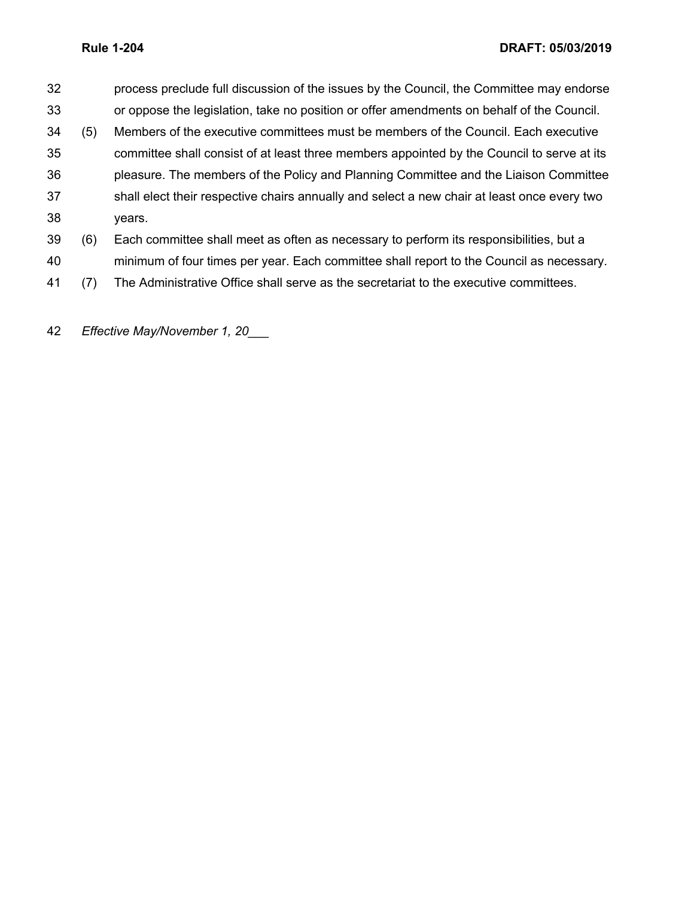process preclude full discussion of the issues by the Council, the Committee may endorse or oppose the legislation, take no position or offer amendments on behalf of the Council.

(5) Members of the executive committees must be members of the Council. Each executive committee shall consist of at least three members appointed by the Council to serve at its pleasure. The members of the Policy and Planning Committee and the Liaison Committee shall elect their respective chairs annually and select a new chair at least once every two years.

(6) Each committee shall meet as often as necessary to perform its responsibilities, but a minimum of four times per year. Each committee shall report to the Council as necessary.

(7) The Administrative Office shall serve as the secretariat to the executive committees.

*Effective May/November 1, 20___*